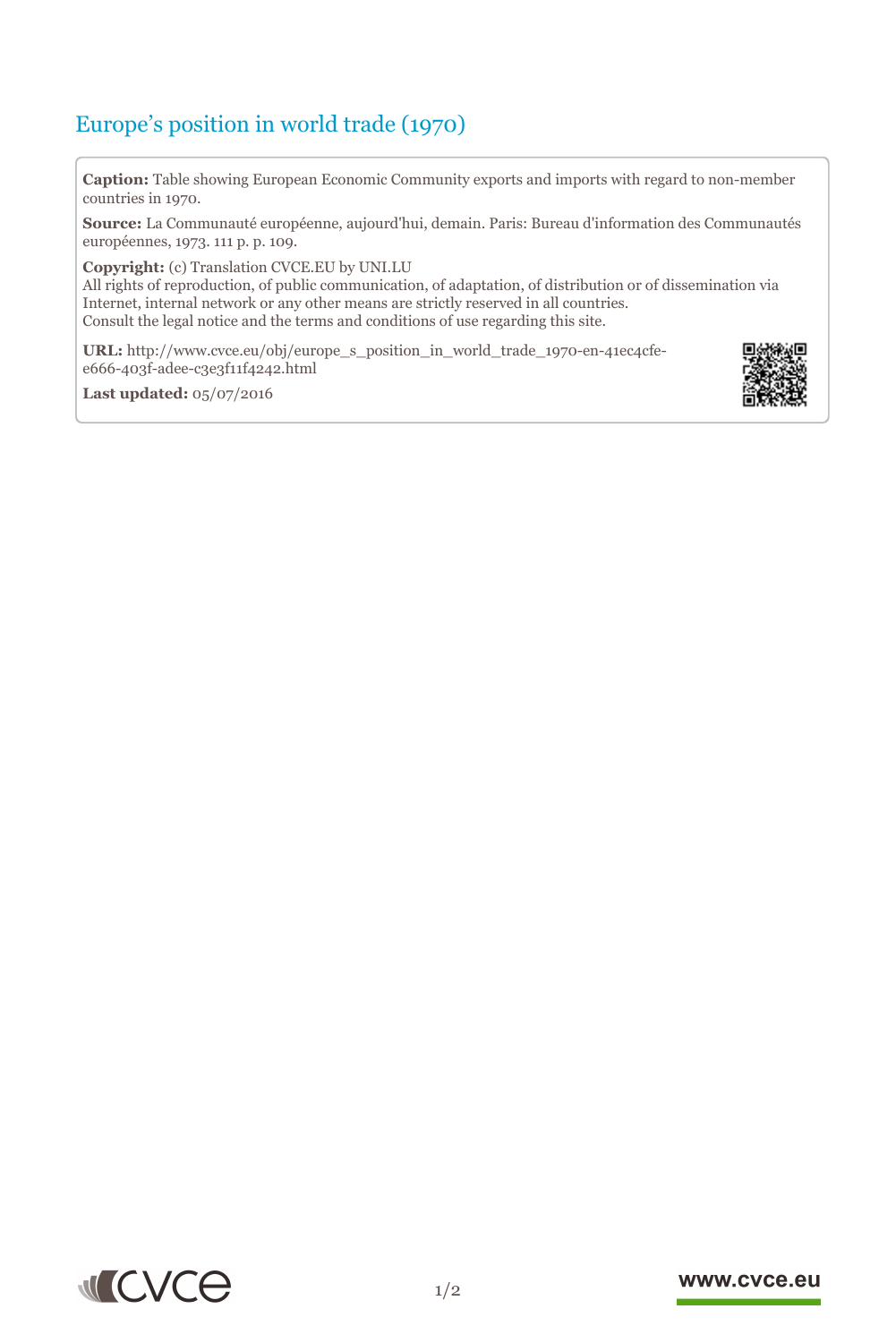# Europe’s position in world trade (1970)

**Caption:** Table showing European Economic Community exports and imports with regard to non-member countries in 1970.

**Source:** La Communauté européenne, aujourd'hui, demain. Paris: Bureau d'information des Communautés européennes, 1973. 111 p. p. 109.

**Copyright:** (c) Translation CVCE.EU by UNI.LU
All rights of reproduction, of public communication, of adaptation, of distribution or of dissemination via Internet, internal network or any other means are strictly reserved in all countries.
Consult the legal notice and the terms and conditions of use regarding this site.

**URL:** http://www.cvce.eu/obj/europe_s_position_in_world_trade_1970-en-41ec4cfe-e666-403f-adee-c3e3f11f4242.html

**Last updated:** 05/07/2016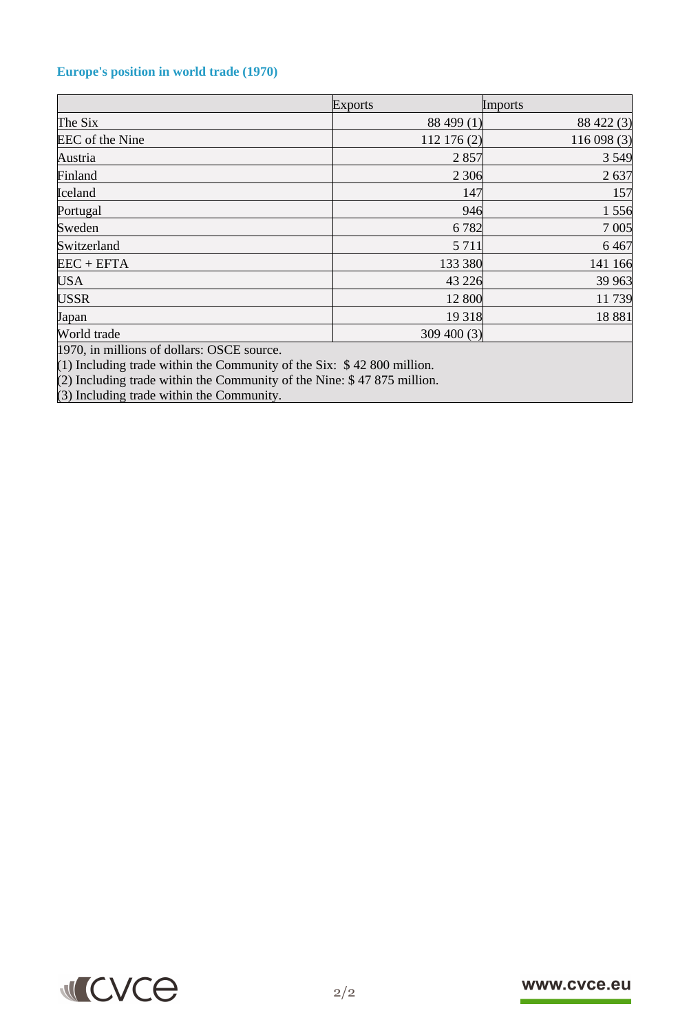### Europe's position in world trade (1970)

| | Exports | Imports |
|---|---|---|
| The Six | 88 499 (1) | 88 422 (3) |
| EEC of the Nine | 112 176 (2) | 116 098 (3) |
| Austria | 2 857 | 3 549 |
| Finland | 2 306 | 2 637 |
| Iceland | 147 | 157 |
| Portugal | 946 | 1 556 |
| Sweden | 6 782 | 7 005 |
| Switzerland | 5 711 | 6 467 |
| EEC + EFTA | 133 380 | 141 166 |
| USA | 43 226 | 39 963 |
| USSR | 12 800 | 11 739 |
| Japan | 19 318 | 18 881 |
| World trade | 309 400 (3) | |

1970, in millions of dollars: OSCE source.
(1) Including trade within the Community of the Six: $ 42 800 million.
(2) Including trade within the Community of the Nine: $ 47 875 million.
(3) Including trade within the Community.